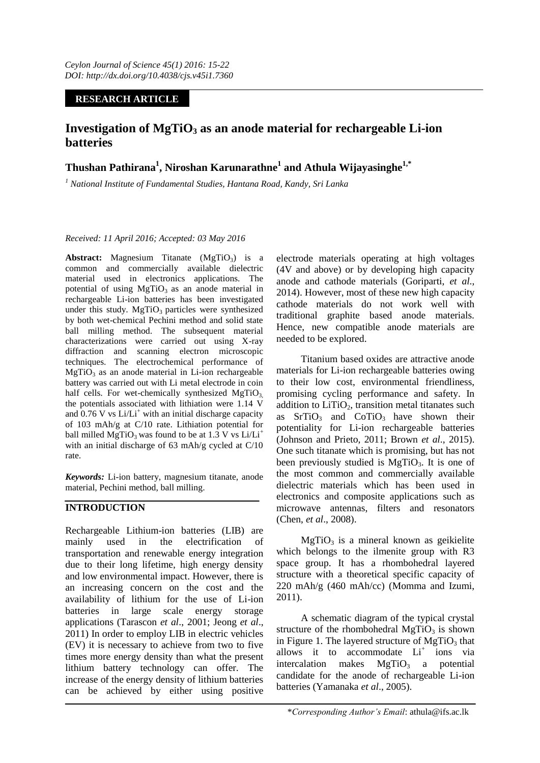*Ceylon Journal of Science 45(1) 2016: 15-22*
*DOI: http://dx.doi.org/10.4038/cjs.v45i1.7360*

**RESEARCH ARTICLE**

# Investigation of $MgTiO_3$ as an anode material for rechargeable Li-ion batteries

**Thushan Pathirana[1], Niroshan Karunarathne[1] and Athula Wijayasinghe[1,*]**

[1] *National Institute of Fundamental Studies, Hantana Road, Kandy, Sri Lanka*

*Received: 11 April 2016; Accepted: 03 May 2016*

**Abstract:** Magnesium Titanate ($MgTiO_3$) is a common and commercially available dielectric material used in electronics applications. The potential of using $MgTiO_3$ as an anode material in rechargeable Li-ion batteries has been investigated under this study. $MgTiO_3$ particles were synthesized by both wet-chemical Pechini method and solid state ball milling method. The subsequent material characterizations were carried out using X-ray diffraction and scanning electron microscopic techniques. The electrochemical performance of $MgTiO_3$ as an anode material in Li-ion rechargeable battery was carried out with Li metal electrode in coin half cells. For wet-chemically synthesized $MgTiO_3$, the potentials associated with lithiation were 1.14 V and 0.76 V vs $Li/Li^+$ with an initial discharge capacity of 103 mAh/g at C/10 rate. Lithiation potential for ball milled $MgTiO_3$ was found to be at 1.3 V vs $Li/Li^+$ with an initial discharge of 63 mAh/g cycled at C/10 rate.

***Keywords:*** Li-ion battery, magnesium titanate, anode material, Pechini method, ball milling.

## INTRODUCTION

Rechargeable Lithium-ion batteries (LIB) are mainly used in the electrification of transportation and renewable energy integration due to their long lifetime, high energy density and low environmental impact. However, there is an increasing concern on the cost and the availability of lithium for the use of Li-ion batteries in large scale energy storage applications (Tarascon *et al*., 2001; Jeong *et al*., 2011) In order to employ LIB in electric vehicles (EV) it is necessary to achieve from two to five times more energy density than what the present lithium battery technology can offer. The increase of the energy density of lithium batteries can be achieved by either using positive electrode materials operating at high voltages (4V and above) or by developing high capacity anode and cathode materials (Goriparti, *et al*., 2014). However, most of these new high capacity cathode materials do not work well with traditional graphite based anode materials. Hence, new compatible anode materials are needed to be explored.

Titanium based oxides are attractive anode materials for Li-ion rechargeable batteries owing to their low cost, environmental friendliness, promising cycling performance and safety. In addition to $LiTiO_2$, transition metal titanates such as $SrTiO_3$ and $CoTiO_3$ have shown their potentiality for Li-ion rechargeable batteries (Johnson and Prieto, 2011; Brown *et al*., 2015). One such titanate which is promising, but has not been previously studied is $MgTiO_3$. It is one of the most common and commercially available dielectric materials which has been used in electronics and composite applications such as microwave antennas, filters and resonators (Chen, *et al*., 2008).

$MgTiO_3$ is a mineral known as geikielite which belongs to the ilmenite group with R3 space group. It has a rhombohedral layered structure with a theoretical specific capacity of 220 mAh/g (460 mAh/cc) (Momma and Izumi, 2011).

A schematic diagram of the typical crystal structure of the rhombohedral $MgTiO_3$ is shown in Figure 1. The layered structure of $MgTiO_3$ that allows it to accommodate $Li^+$ ions via intercalation makes $MgTiO_3$ a potential candidate for the anode of rechargeable Li-ion batteries (Yamanaka *et al*., 2005).

*\*Corresponding Author's Email*: athula@ifs.ac.lk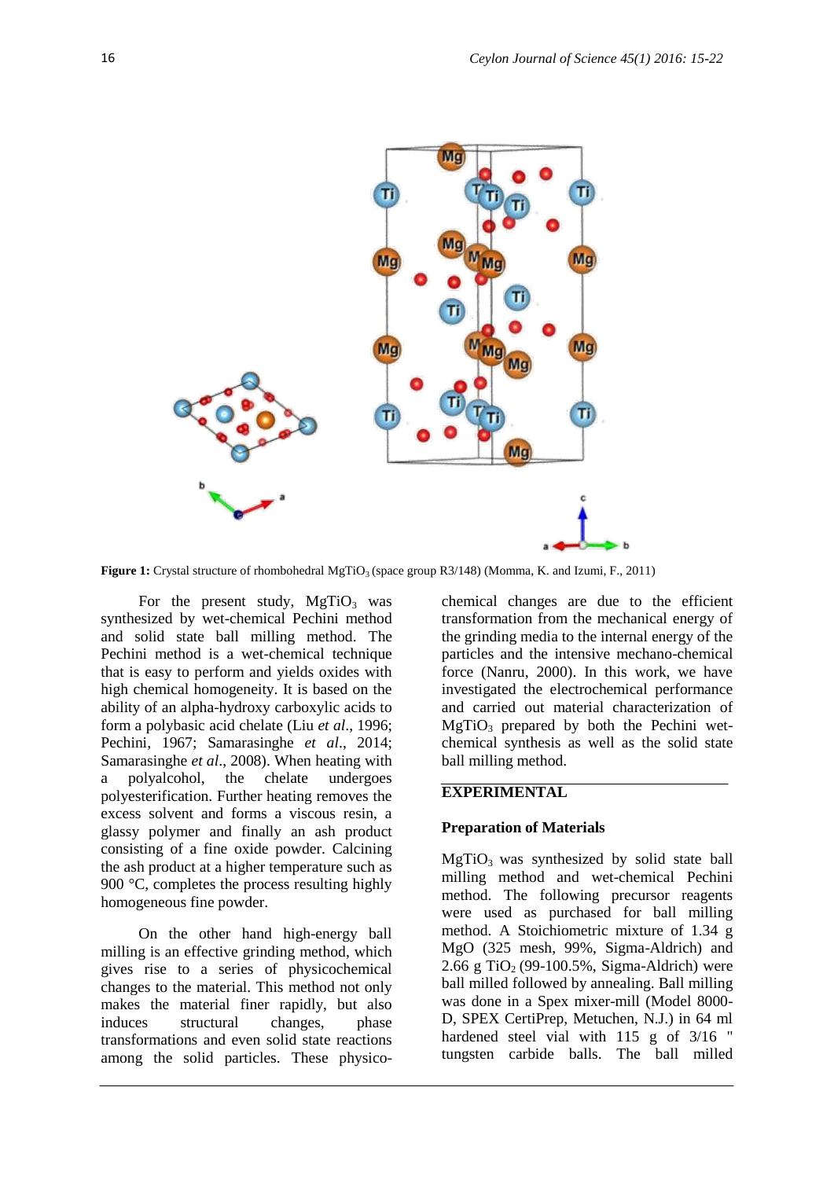**Figure 1:** Crystal structure of rhombohedral $MgTiO_3$ (space group R3/148) (Momma, K. and Izumi, F., 2011)

For the present study, $MgTiO_3$ was synthesized by wet-chemical Pechini method and solid state ball milling method. The Pechini method is a wet-chemical technique that is easy to perform and yields oxides with high chemical homogeneity. It is based on the ability of an alpha-hydroxy carboxylic acids to form a polybasic acid chelate (Liu *et al*., 1996; Pechini, 1967; Samarasinghe *et al*., 2014; Samarasinghe *et al*., 2008). When heating with a polyalcohol, the chelate undergoes polyesterification. Further heating removes the excess solvent and forms a viscous resin, a glassy polymer and finally an ash product consisting of a fine oxide powder. Calcining the ash product at a higher temperature such as 900 °C, completes the process resulting highly homogeneous fine powder.

On the other hand high-energy ball milling is an effective grinding method, which gives rise to a series of physicochemical changes to the material. This method not only makes the material finer rapidly, but also induces structural changes, phase transformations and even solid state reactions among the solid particles. These physico-chemical changes are due to the efficient transformation from the mechanical energy of the grinding media to the internal energy of the particles and the intensive mechano-chemical force (Nanru, 2000). In this work, we have investigated the electrochemical performance and carried out material characterization of $MgTiO_3$ prepared by both the Pechini wet-chemical synthesis as well as the solid state ball milling method.

## EXPERIMENTAL

### Preparation of Materials

$MgTiO_3$ was synthesized by solid state ball milling method and wet-chemical Pechini method. The following precursor reagents were used as purchased for ball milling method. A Stoichiometric mixture of 1.34 g MgO (325 mesh, 99%, Sigma-Aldrich) and 2.66 g $TiO_2$ (99-100.5%, Sigma-Aldrich) were ball milled followed by annealing. Ball milling was done in a Spex mixer-mill (Model 8000-D, SPEX CertiPrep, Metuchen, N.J.) in 64 ml hardened steel vial with 115 g of 3/16 " tungsten carbide balls. The ball milled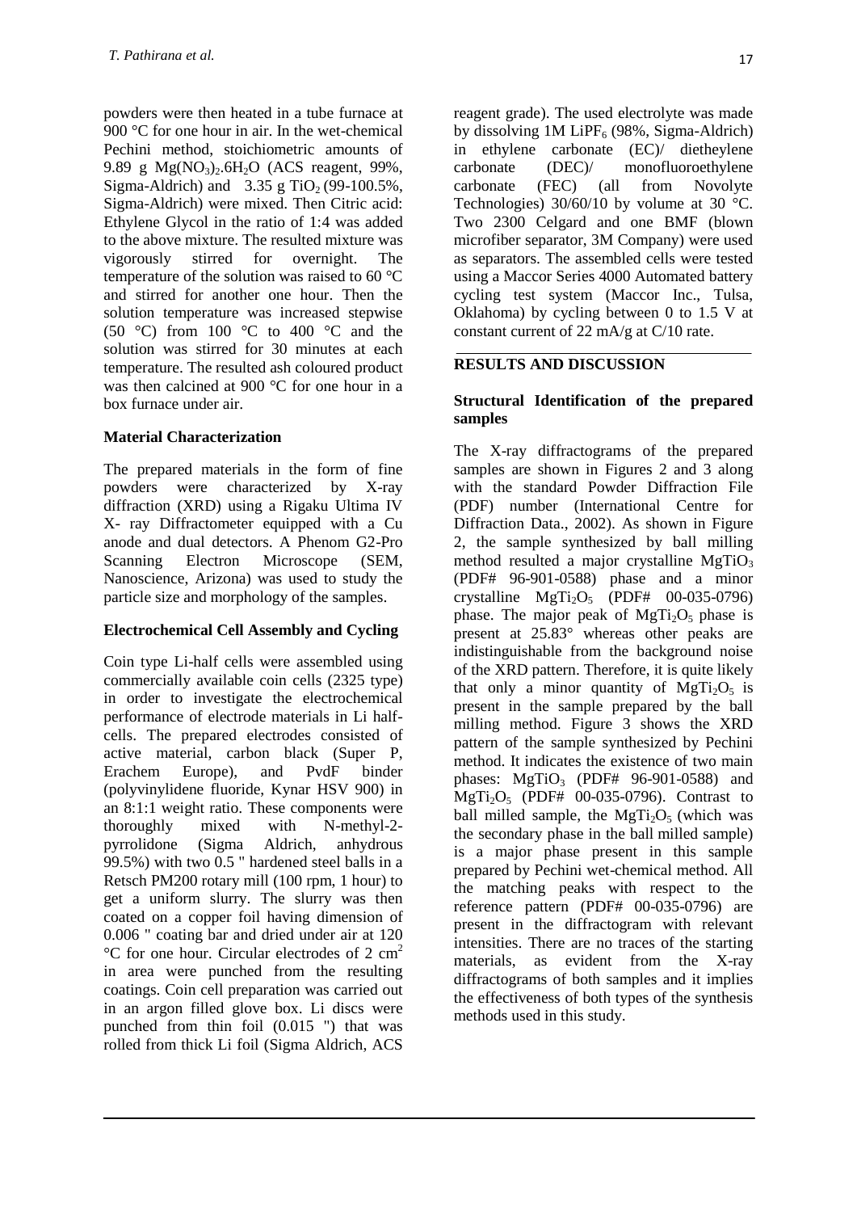powders were then heated in a tube furnace at 900 °C for one hour in air. In the wet-chemical Pechini method, stoichiometric amounts of 9.89 g $Mg(NO_3)_2.6H_2O$ (ACS reagent, 99%, Sigma-Aldrich) and 3.35 g $TiO_2$ (99-100.5%, Sigma-Aldrich) were mixed. Then Citric acid: Ethylene Glycol in the ratio of 1:4 was added to the above mixture. The resulted mixture was vigorously stirred for overnight. The temperature of the solution was raised to 60 °C and stirred for another one hour. Then the solution temperature was increased stepwise (50 °C) from 100 °C to 400 °C and the solution was stirred for 30 minutes at each temperature. The resulted ash coloured product was then calcined at 900 °C for one hour in a box furnace under air.

### Material Characterization

The prepared materials in the form of fine powders were characterized by X-ray diffraction (XRD) using a Rigaku Ultima IV X- ray Diffractometer equipped with a Cu anode and dual detectors. A Phenom G2-Pro Scanning Electron Microscope (SEM, Nanoscience, Arizona) was used to study the particle size and morphology of the samples.

### Electrochemical Cell Assembly and Cycling

Coin type Li-half cells were assembled using commercially available coin cells (2325 type) in order to investigate the electrochemical performance of electrode materials in Li half-cells. The prepared electrodes consisted of active material, carbon black (Super P, Erachem Europe), and PvdF binder (polyvinylidene fluoride, Kynar HSV 900) in an 8:1:1 weight ratio. These components were thoroughly mixed with N-methyl-2-pyrrolidone (Sigma Aldrich, anhydrous 99.5%) with two 0.5 " hardened steel balls in a Retsch PM200 rotary mill (100 rpm, 1 hour) to get a uniform slurry. The slurry was then coated on a copper foil having dimension of 0.006 " coating bar and dried under air at 120 °C for one hour. Circular electrodes of 2 $cm^2$ in area were punched from the resulting coatings. Coin cell preparation was carried out in an argon filled glove box. Li discs were punched from thin foil (0.015 ") that was rolled from thick Li foil (Sigma Aldrich, ACS reagent grade). The used electrolyte was made by dissolving 1M $LiPF_6$ (98%, Sigma-Aldrich) in ethylene carbonate (EC)/ dietheylene carbonate (DEC)/ monofluoroethylene carbonate (FEC) (all from Novolyte Technologies) 30/60/10 by volume at 30 °C. Two 2300 Celgard and one BMF (blown microfiber separator, 3M Company) were used as separators. The assembled cells were tested using a Maccor Series 4000 Automated battery cycling test system (Maccor Inc., Tulsa, Oklahoma) by cycling between 0 to 1.5 V at constant current of 22 mA/g at C/10 rate.

## RESULTS AND DISCUSSION

### Structural Identification of the prepared samples

The X-ray diffractograms of the prepared samples are shown in Figures 2 and 3 along with the standard Powder Diffraction File (PDF) number (International Centre for Diffraction Data., 2002). As shown in Figure 2, the sample synthesized by ball milling method resulted a major crystalline $MgTiO_3$ (PDF# 96-901-0588) phase and a minor crystalline $MgTi_2O_5$ (PDF# 00-035-0796) phase. The major peak of $MgTi_2O_5$ phase is present at 25.83° whereas other peaks are indistinguishable from the background noise of the XRD pattern. Therefore, it is quite likely that only a minor quantity of $MgTi_2O_5$ is present in the sample prepared by the ball milling method. Figure 3 shows the XRD pattern of the sample synthesized by Pechini method. It indicates the existence of two main phases: $MgTiO_3$ (PDF# 96-901-0588) and $MgTi_2O_5$ (PDF# 00-035-0796). Contrast to ball milled sample, the $MgTi_2O_5$ (which was the secondary phase in the ball milled sample) is a major phase present in this sample prepared by Pechini wet-chemical method. All the matching peaks with respect to the reference pattern (PDF# 00-035-0796) are present in the diffractogram with relevant intensities. There are no traces of the starting materials, as evident from the X-ray diffractograms of both samples and it implies the effectiveness of both types of the synthesis methods used in this study.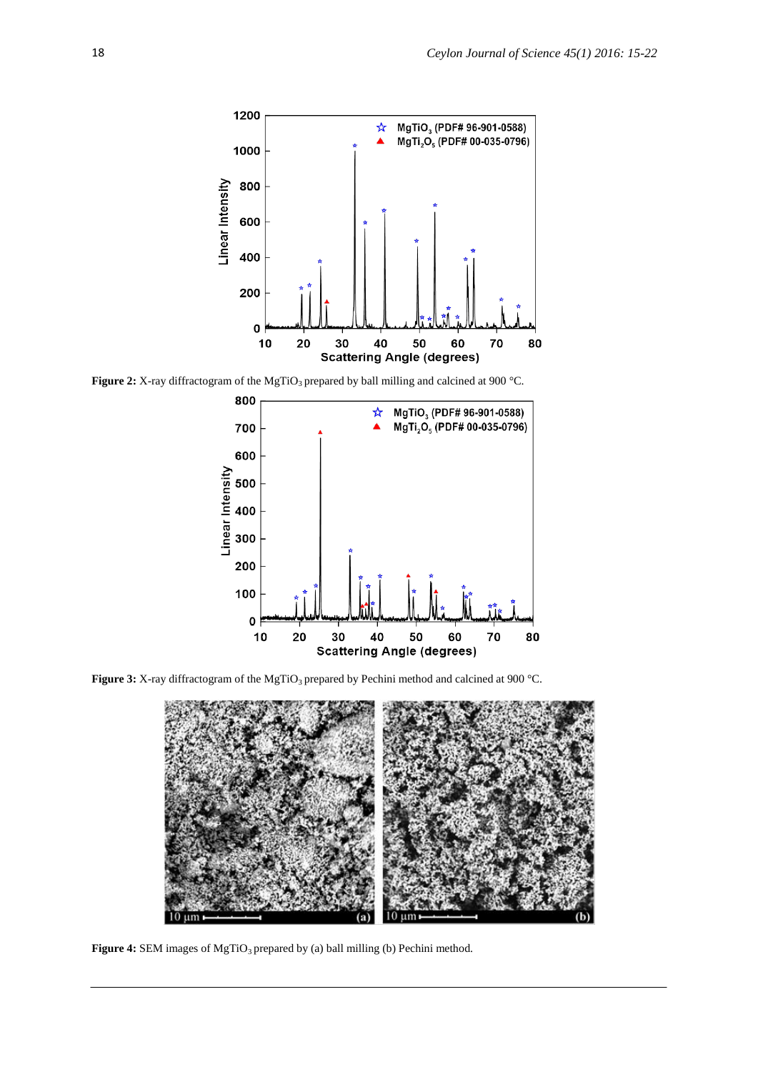**Figure 2:** X-ray diffractogram of the $MgTiO_3$ prepared by ball milling and calcined at 900 °C.

**Figure 3:** X-ray diffractogram of the $MgTiO_3$ prepared by Pechini method and calcined at 900 °C.

**Figure 4:** SEM images of $MgTiO_3$ prepared by (a) ball milling (b) Pechini method.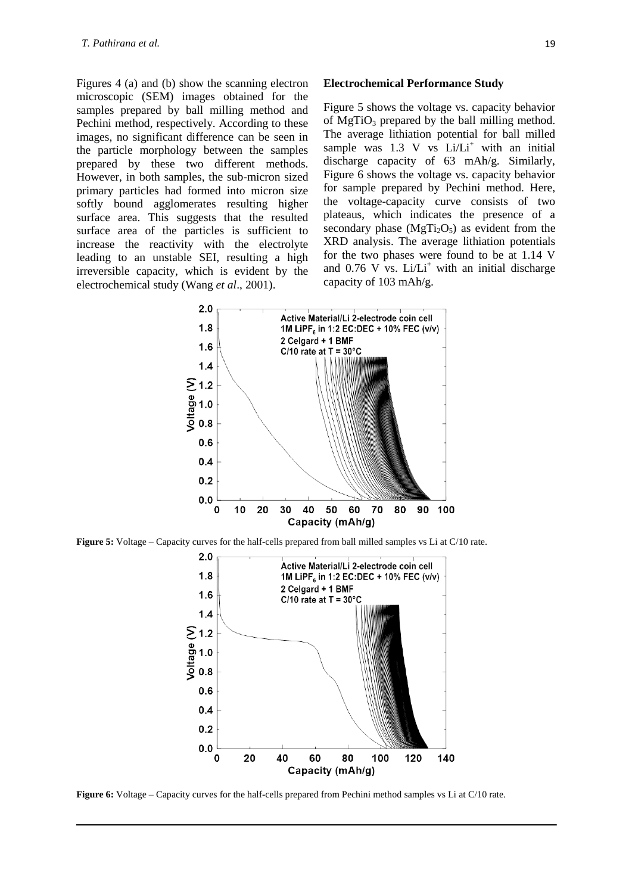Figures 4 (a) and (b) show the scanning electron microscopic (SEM) images obtained for the samples prepared by ball milling method and Pechini method, respectively. According to these images, no significant difference can be seen in the particle morphology between the samples prepared by these two different methods. However, in both samples, the sub-micron sized primary particles had formed into micron size softly bound agglomerates resulting higher surface area. This suggests that the resulted surface area of the particles is sufficient to increase the reactivity with the electrolyte leading to an unstable SEI, resulting a high irreversible capacity, which is evident by the electrochemical study (Wang *et al*., 2001).

**Electrochemical Performance Study**

Figure 5 shows the voltage vs. capacity behavior of $MgTiO_3$ prepared by the ball milling method. The average lithiation potential for ball milled sample was 1.3 V vs $Li/Li^+$ with an initial discharge capacity of 63 mAh/g. Similarly, Figure 6 shows the voltage vs. capacity behavior for sample prepared by Pechini method. Here, the voltage-capacity curve consists of two plateaus, which indicates the presence of a secondary phase ($MgTi_2O_5$) as evident from the XRD analysis. The average lithiation potentials for the two phases were found to be at 1.14 V and 0.76 V vs. $Li/Li^+$ with an initial discharge capacity of 103 mAh/g.

**Figure 5:** Voltage – Capacity curves for the half-cells prepared from ball milled samples vs Li at C/10 rate.

**Figure 6:** Voltage – Capacity curves for the half-cells prepared from Pechini method samples vs Li at C/10 rate.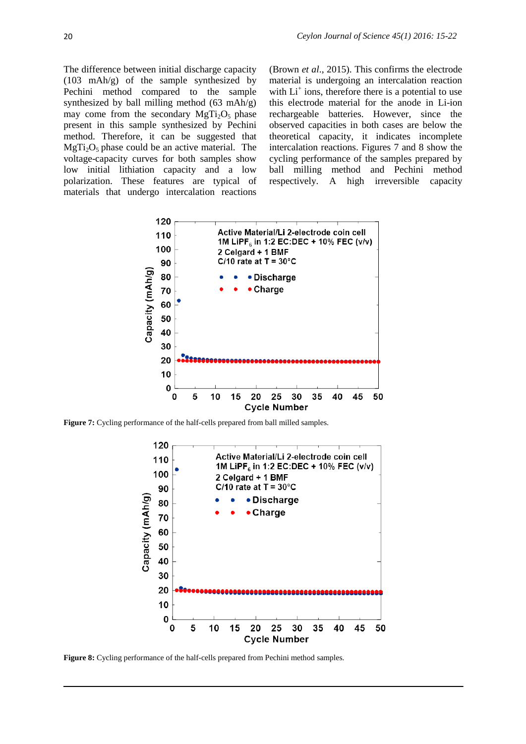The difference between initial discharge capacity (103 mAh/g) of the sample synthesized by Pechini method compared to the sample synthesized by ball milling method (63 mAh/g) may come from the secondary $MgTi_2O_5$ phase present in this sample synthesized by Pechini method. Therefore, it can be suggested that $MgTi_2O_5$ phase could be an active material. The voltage-capacity curves for both samples show low initial lithiation capacity and a low polarization. These features are typical of materials that undergo intercalation reactions (Brown *et al*., 2015). This confirms the electrode material is undergoing an intercalation reaction with $Li^+$ ions, therefore there is a potential to use this electrode material for the anode in Li-ion rechargeable batteries. However, since the observed capacities in both cases are below the theoretical capacity, it indicates incomplete intercalation reactions. Figures 7 and 8 show the cycling performance of the samples prepared by ball milling method and Pechini method respectively. A high irreversible capacity

**Figure 7:** Cycling performance of the half-cells prepared from ball milled samples.

**Figure 8:** Cycling performance of the half-cells prepared from Pechini method samples.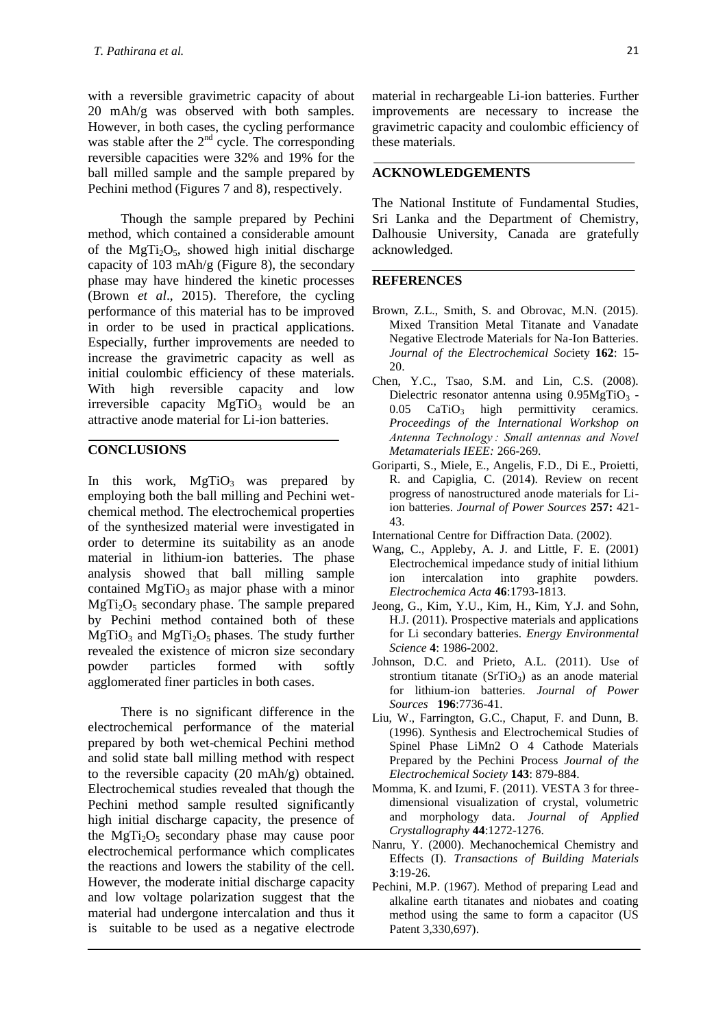with a reversible gravimetric capacity of about 20 mAh/g was observed with both samples. However, in both cases, the cycling performance was stable after the $2^{nd}$ cycle. The corresponding reversible capacities were 32% and 19% for the ball milled sample and the sample prepared by Pechini method (Figures 7 and 8), respectively.

Though the sample prepared by Pechini method, which contained a considerable amount of the $MgTi_2O_5$, showed high initial discharge capacity of 103 mAh/g (Figure 8), the secondary phase may have hindered the kinetic processes (Brown *et al*., 2015). Therefore, the cycling performance of this material has to be improved in order to be used in practical applications. Especially, further improvements are needed to increase the gravimetric capacity as well as initial coulombic efficiency of these materials. With high reversible capacity and low irreversible capacity $MgTiO_3$ would be an attractive anode material for Li-ion batteries.

## CONCLUSIONS

In this work, $MgTiO_3$ was prepared by employing both the ball milling and Pechini wet-chemical method. The electrochemical properties of the synthesized material were investigated in order to determine its suitability as an anode material in lithium-ion batteries. The phase analysis showed that ball milling sample contained $MgTiO_3$ as major phase with a minor $MgTi_2O_5$ secondary phase. The sample prepared by Pechini method contained both of these $MgTiO_3$ and $MgTi_2O_5$ phases. The study further revealed the existence of micron size secondary powder particles formed with softly agglomerated finer particles in both cases.

There is no significant difference in the electrochemical performance of the material prepared by both wet-chemical Pechini method and solid state ball milling method with respect to the reversible capacity (20 mAh/g) obtained. Electrochemical studies revealed that though the Pechini method sample resulted significantly high initial discharge capacity, the presence of the $MgTi_2O_5$ secondary phase may cause poor electrochemical performance which complicates the reactions and lowers the stability of the cell. However, the moderate initial discharge capacity and low voltage polarization suggest that the material had undergone intercalation and thus it is suitable to be used as a negative electrode material in rechargeable Li-ion batteries. Further improvements are necessary to increase the gravimetric capacity and coulombic efficiency of these materials.

## ACKNOWLEDGEMENTS

The National Institute of Fundamental Studies, Sri Lanka and the Department of Chemistry, Dalhousie University, Canada are gratefully acknowledged.

## REFERENCES

Brown, Z.L., Smith, S. and Obrovac, M.N. (2015). Mixed Transition Metal Titanate and Vanadate Negative Electrode Materials for Na-Ion Batteries. *Journal of the Electrochemical Soc*iety **162**: 15-20.

Chen, Y.C., Tsao, S.M. and Lin, C.S. (2008). Dielectric resonator antenna using $0.95MgTiO_3$ - 0.05 $CaTiO_3$ high permittivity ceramics. *Proceedings of the International Workshop on Antenna Technology : Small antennas and Novel Metamaterials IEEE:* 266-269.

Goriparti, S., Miele, E., Angelis, F.D., Di E., Proietti, R. and Capiglia, C. (2014). Review on recent progress of nanostructured anode materials for Li-ion batteries. *Journal of Power Sources* **257:** 421-43.

International Centre for Diffraction Data. (2002).

Wang, C., Appleby, A. J. and Little, F. E. (2001) Electrochemical impedance study of initial lithium ion intercalation into graphite powders. *Electrochemica Acta* **46**:1793-1813.

Jeong, G., Kim, Y.U., Kim, H., Kim, Y.J. and Sohn, H.J. (2011). Prospective materials and applications for Li secondary batteries. *Energy Environmental Science* **4**: 1986-2002.

Johnson, D.C. and Prieto, A.L. (2011). Use of strontium titanate ($SrTiO_3$) as an anode material for lithium-ion batteries. *Journal of Power Sources* **196**:7736-41.

Liu, W., Farrington, G.C., Chaput, F. and Dunn, B. (1996). Synthesis and Electrochemical Studies of Spinel Phase LiMn2 O 4 Cathode Materials Prepared by the Pechini Process *Journal of the Electrochemical Society* **143**: 879-884.

Momma, K. and Izumi, F. (2011). VESTA 3 for three-dimensional visualization of crystal, volumetric and morphology data. *Journal of Applied Crystallography* **44**:1272-1276.

Nanru, Y. (2000). Mechanochemical Chemistry and Effects (I). *Transactions of Building Materials* **3**:19-26.

Pechini, M.P. (1967). Method of preparing Lead and alkaline earth titanates and niobates and coating method using the same to form a capacitor (US Patent 3,330,697).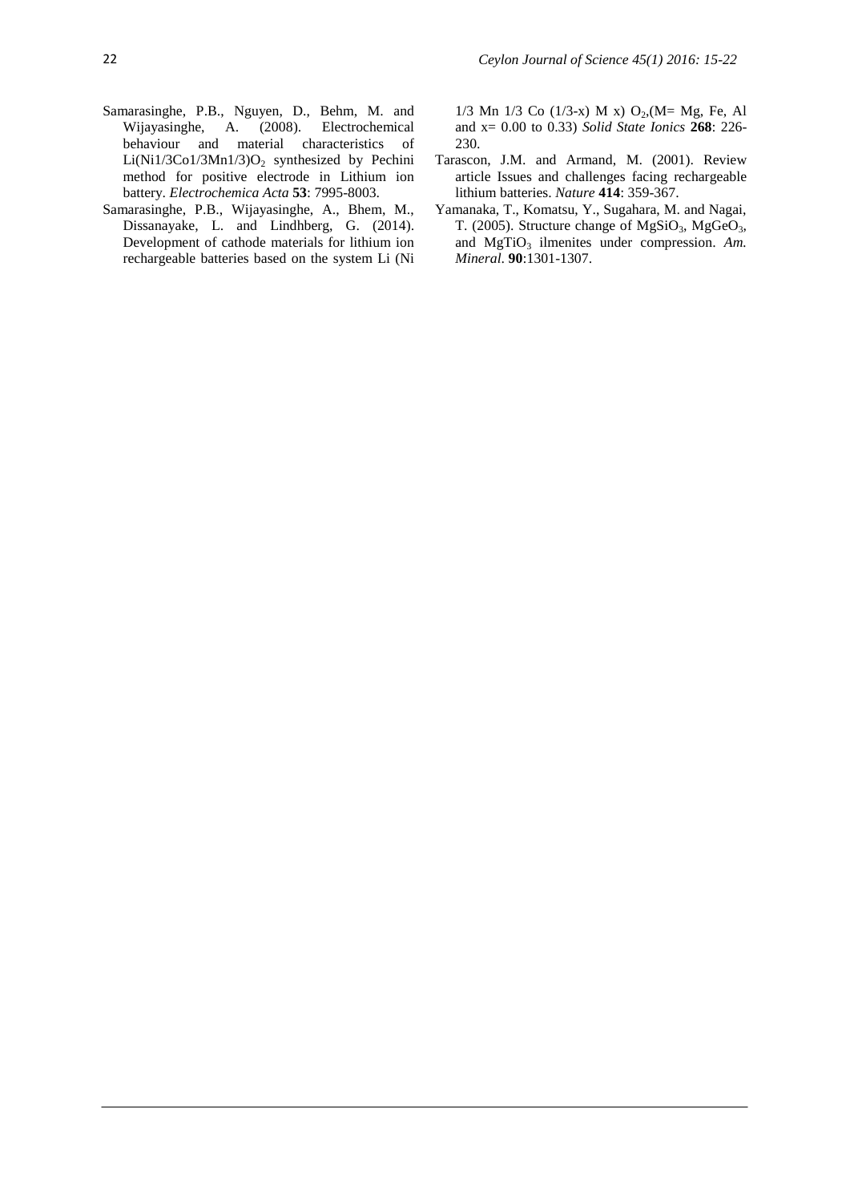Samarasinghe, P.B., Nguyen, D., Behm, M. and Wijayasinghe, A. (2008). Electrochemical behaviour and material characteristics of Li(Ni1/3Co1/3Mn1/3)$O_2$ synthesized by Pechini method for positive electrode in Lithium ion battery. *Electrochemica Acta* **53**: 7995-8003.

Samarasinghe, P.B., Wijayasinghe, A., Bhem, M., Dissanayake, L. and Lindhberg, G. (2014). Development of cathode materials for lithium ion rechargeable batteries based on the system Li (Ni 1/3 Mn 1/3 Co (1/3-x) M x) $O_2$,(M= Mg, Fe, Al and x= 0.00 to 0.33) *Solid State Ionics* **268**: 226-230.

Tarascon, J.M. and Armand, M. (2001). Review article Issues and challenges facing rechargeable lithium batteries. *Nature* **414**: 359-367.

Yamanaka, T., Komatsu, Y., Sugahara, M. and Nagai, T. (2005). Structure change of $MgSiO_3$, $MgGeO_3$, and $MgTiO_3$ ilmenites under compression. *Am. Mineral.* **90**:1301-1307.